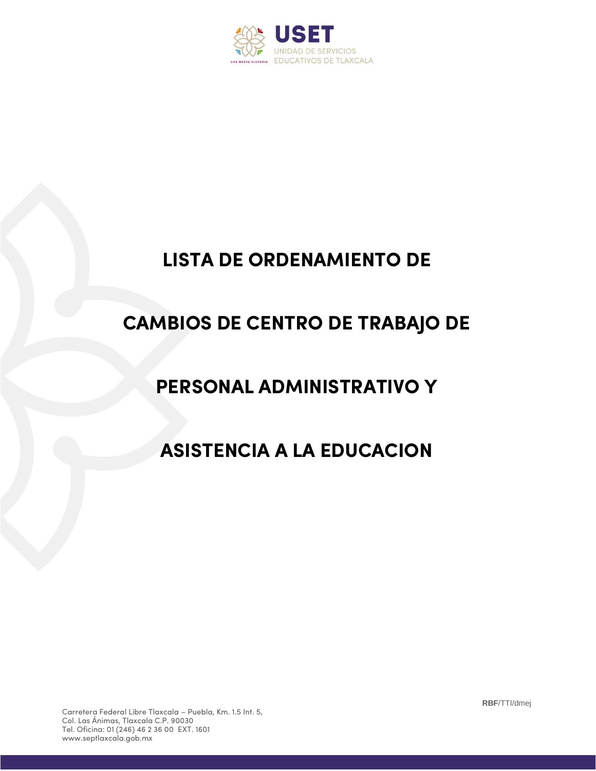USET

UNIDAD DE SERVICIOS EDUCATIVOS DE TLAXCALA

UNA NUEVA HISTORIA

# LISTA DE ORDENAMIENTO DE CAMBIOS DE CENTRO DE TRABAJO DE PERSONAL ADMINISTRATIVO Y ASISTENCIA A LA EDUCACION

**RBF**/TTI/dmej

Carretera Federal Libre Tlaxcala – Puebla, Km. 1.5 Int. 5,
Col. Las Ánimas, Tlaxcala C.P. 90030
Tel. Oficina: 01 (246) 46 2 36 00 EXT. 1601
www.septlaxcala.gob.mx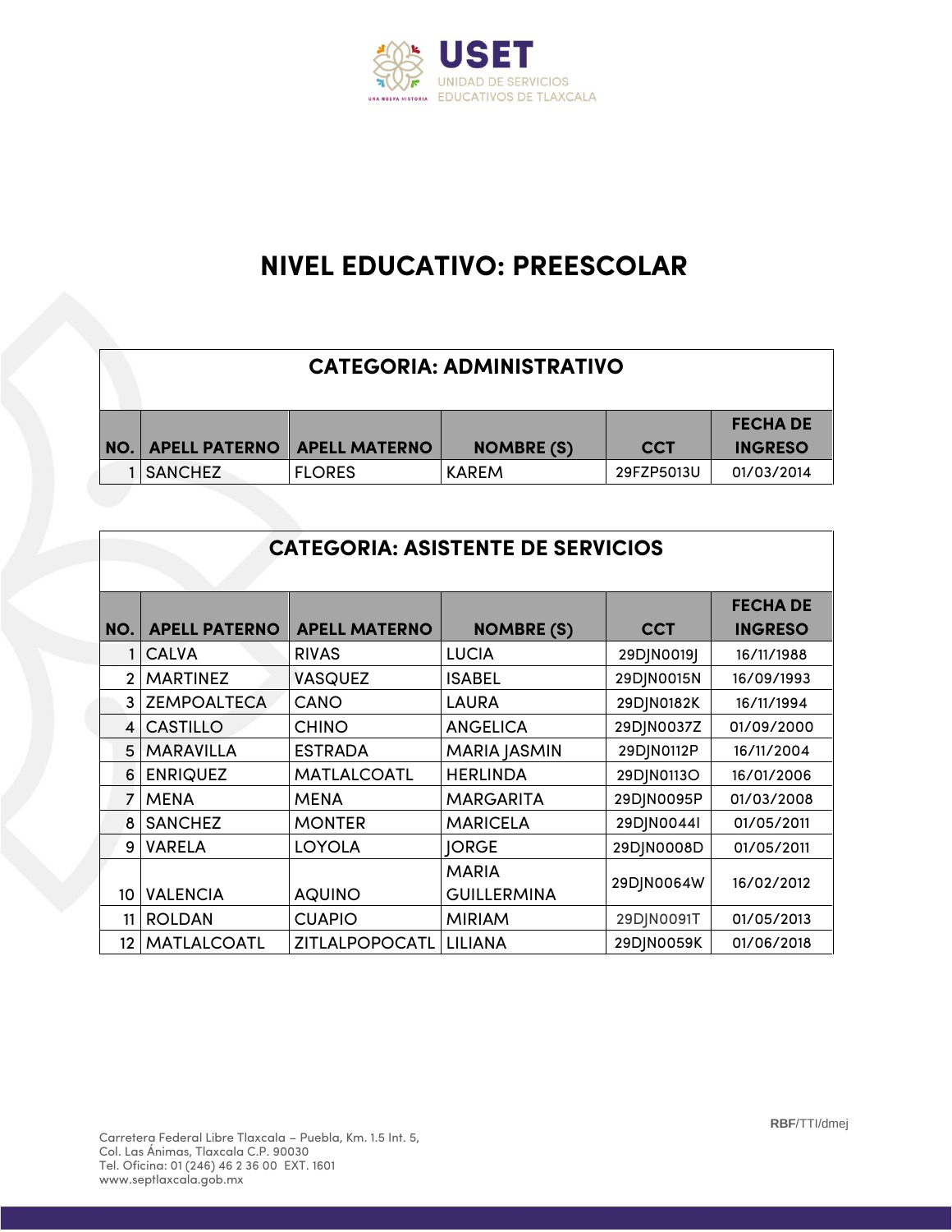# NIVEL EDUCATIVO: PREESCOLAR

## CATEGORIA: ADMINISTRATIVO

| NO. | APELL PATERNO | APELL MATERNO | NOMBRE (S) | CCT | FECHA DE INGRESO |
|---|---|---|---|---|---|
| 1 | SANCHEZ | FLORES | KAREM | 29FZP5013U | 01/03/2014 |

## CATEGORIA: ASISTENTE DE SERVICIOS

| NO. | APELL PATERNO | APELL MATERNO | NOMBRE (S) | CCT | FECHA DE INGRESO |
|---|---|---|---|---|---|
| 1 | CALVA | RIVAS | LUCIA | 29DJN0019J | 16/11/1988 |
| 2 | MARTINEZ | VASQUEZ | ISABEL | 29DJN0015N | 16/09/1993 |
| 3 | ZEMPOALTECA | CANO | LAURA | 29DJN0182K | 16/11/1994 |
| 4 | CASTILLO | CHINO | ANGELICA | 29DJN0037Z | 01/09/2000 |
| 5 | MARAVILLA | ESTRADA | MARIA JASMIN | 29DJN0112P | 16/11/2004 |
| 6 | ENRIQUEZ | MATLALCOATL | HERLINDA | 29DJN0113O | 16/01/2006 |
| 7 | MENA | MENA | MARGARITA | 29DJN0095P | 01/03/2008 |
| 8 | SANCHEZ | MONTER | MARICELA | 29DJN0044I | 01/05/2011 |
| 9 | VARELA | LOYOLA | JORGE | 29DJN0008D | 01/05/2011 |
| 10 | VALENCIA | AQUINO | MARIA GUILLERMINA | 29DJN0064W | 16/02/2012 |
| 11 | ROLDAN | CUAPIO | MIRIAM | 29DJN0091T | 01/05/2013 |
| 12 | MATLALCOATL | ZITLALPOPOCATL | LILIANA | 29DJN0059K | 01/06/2018 |

RBF/TTI/dmej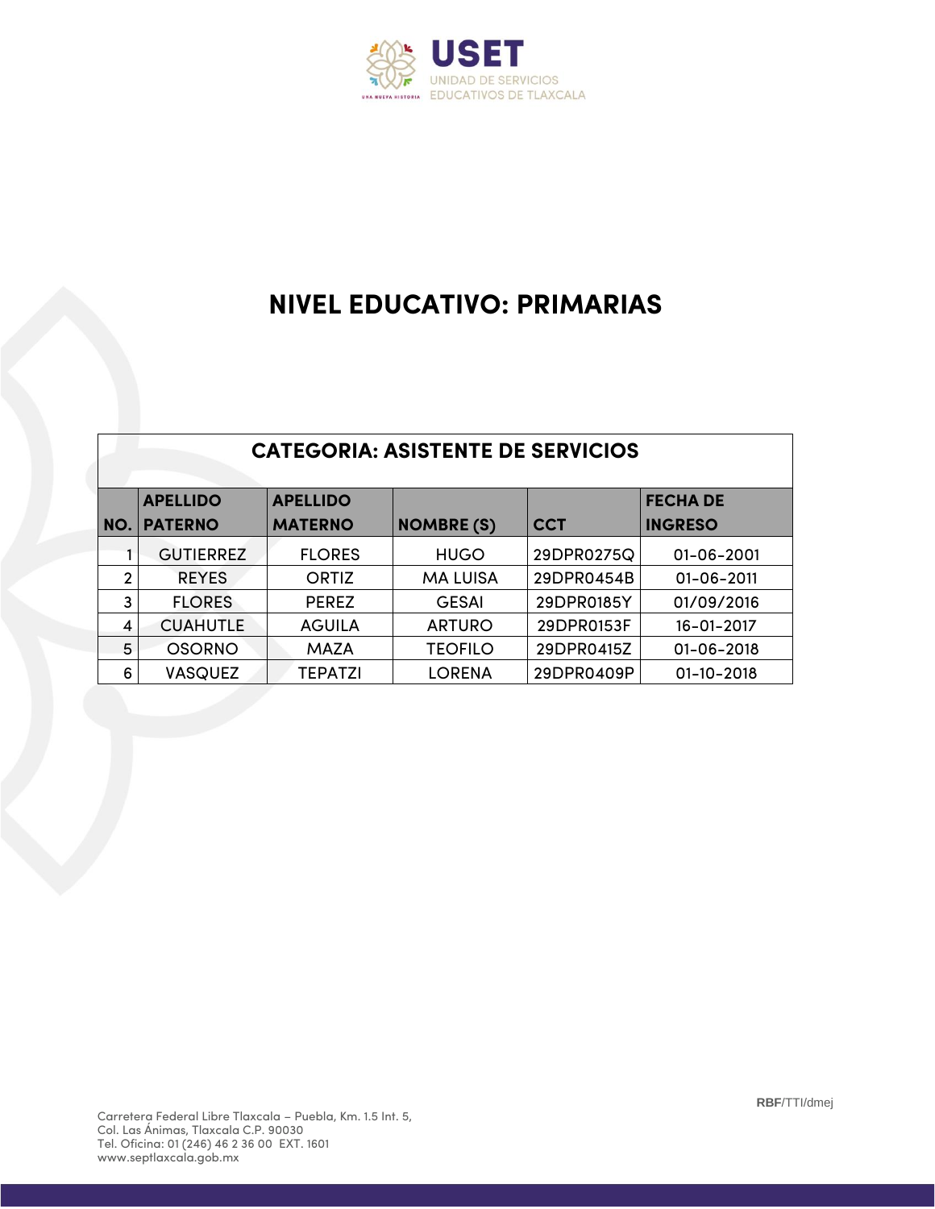# NIVEL EDUCATIVO: PRIMARIAS

| CATEGORIA: ASISTENTE DE SERVICIOS | | | | | |
|---|---|---|---|---|---|
| **NO.** | **APELLIDO PATERNO** | **APELLIDO MATERNO** | **NOMBRE (S)** | **CCT** | **FECHA DE INGRESO** |
| 1 | GUTIERREZ | FLORES | HUGO | 29DPR0275Q | 01-06-2001 |
| 2 | REYES | ORTIZ | MA LUISA | 29DPR0454B | 01-06-2011 |
| 3 | FLORES | PEREZ | GESAI | 29DPR0185Y | 01/09/2016 |
| 4 | CUAHUTLE | AGUILA | ARTURO | 29DPR0153F | 16-01-2017 |
| 5 | OSORNO | MAZA | TEOFILO | 29DPR0415Z | 01-06-2018 |
| 6 | VASQUEZ | TEPATZI | LORENA | 29DPR0409P | 01-10-2018 |

**RBF**/TTI/dmej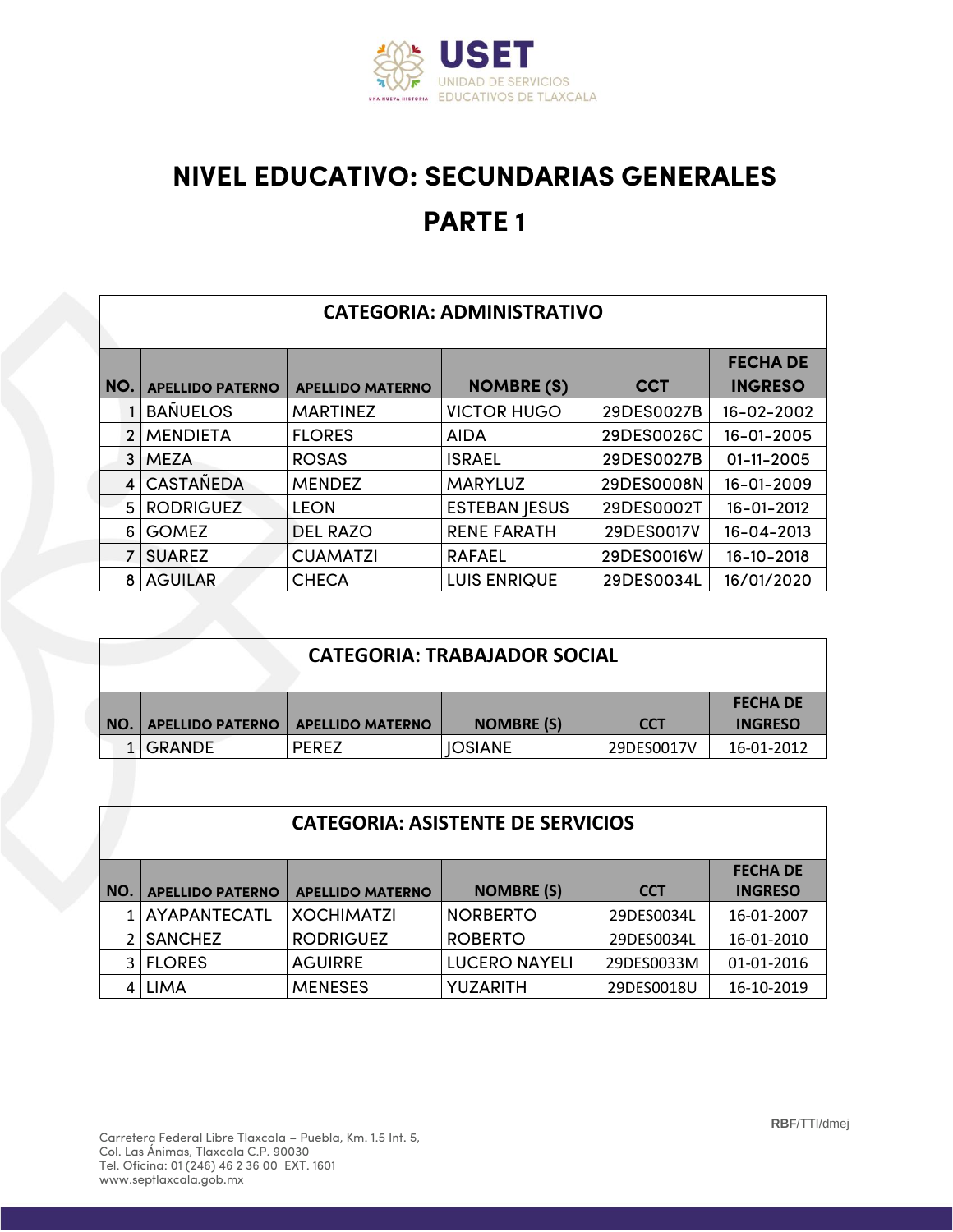# NIVEL EDUCATIVO: SECUNDARIAS GENERALES

# PARTE 1

| CATEGORIA: ADMINISTRATIVO | | | | | |
|---|---|---|---|---|---|
| NO. | APELLIDO PATERNO | APELLIDO MATERNO | NOMBRE (S) | CCT | FECHA DE INGRESO |
| 1 | BAÑUELOS | MARTINEZ | VICTOR HUGO | 29DES0027B | 16-02-2002 |
| 2 | MENDIETA | FLORES | AIDA | 29DES0026C | 16-01-2005 |
| 3 | MEZA | ROSAS | ISRAEL | 29DES0027B | 01-11-2005 |
| 4 | CASTAÑEDA | MENDEZ | MARYLUZ | 29DES0008N | 16-01-2009 |
| 5 | RODRIGUEZ | LEON | ESTEBAN JESUS | 29DES0002T | 16-01-2012 |
| 6 | GOMEZ | DEL RAZO | RENE FARATH | 29DES0017V | 16-04-2013 |
| 7 | SUAREZ | CUAMATZI | RAFAEL | 29DES0016W | 16-10-2018 |
| 8 | AGUILAR | CHECA | LUIS ENRIQUE | 29DES0034L | 16/01/2020 |

| CATEGORIA: TRABAJADOR SOCIAL | | | | | |
|---|---|---|---|---|---|
| NO. | APELLIDO PATERNO | APELLIDO MATERNO | NOMBRE (S) | CCT | FECHA DE INGRESO |
| 1 | GRANDE | PEREZ | JOSIANE | 29DES0017V | 16-01-2012 |

| CATEGORIA: ASISTENTE DE SERVICIOS | | | | | |
|---|---|---|---|---|---|
| NO. | APELLIDO PATERNO | APELLIDO MATERNO | NOMBRE (S) | CCT | FECHA DE INGRESO |
| 1 | AYAPANTECATL | XOCHIMATZI | NORBERTO | 29DES0034L | 16-01-2007 |
| 2 | SANCHEZ | RODRIGUEZ | ROBERTO | 29DES0034L | 16-01-2010 |
| 3 | FLORES | AGUIRRE | LUCERO NAYELI | 29DES0033M | 01-01-2016 |
| 4 | LIMA | MENESES | YUZARITH | 29DES0018U | 16-10-2019 |

RBF/TTI/dmej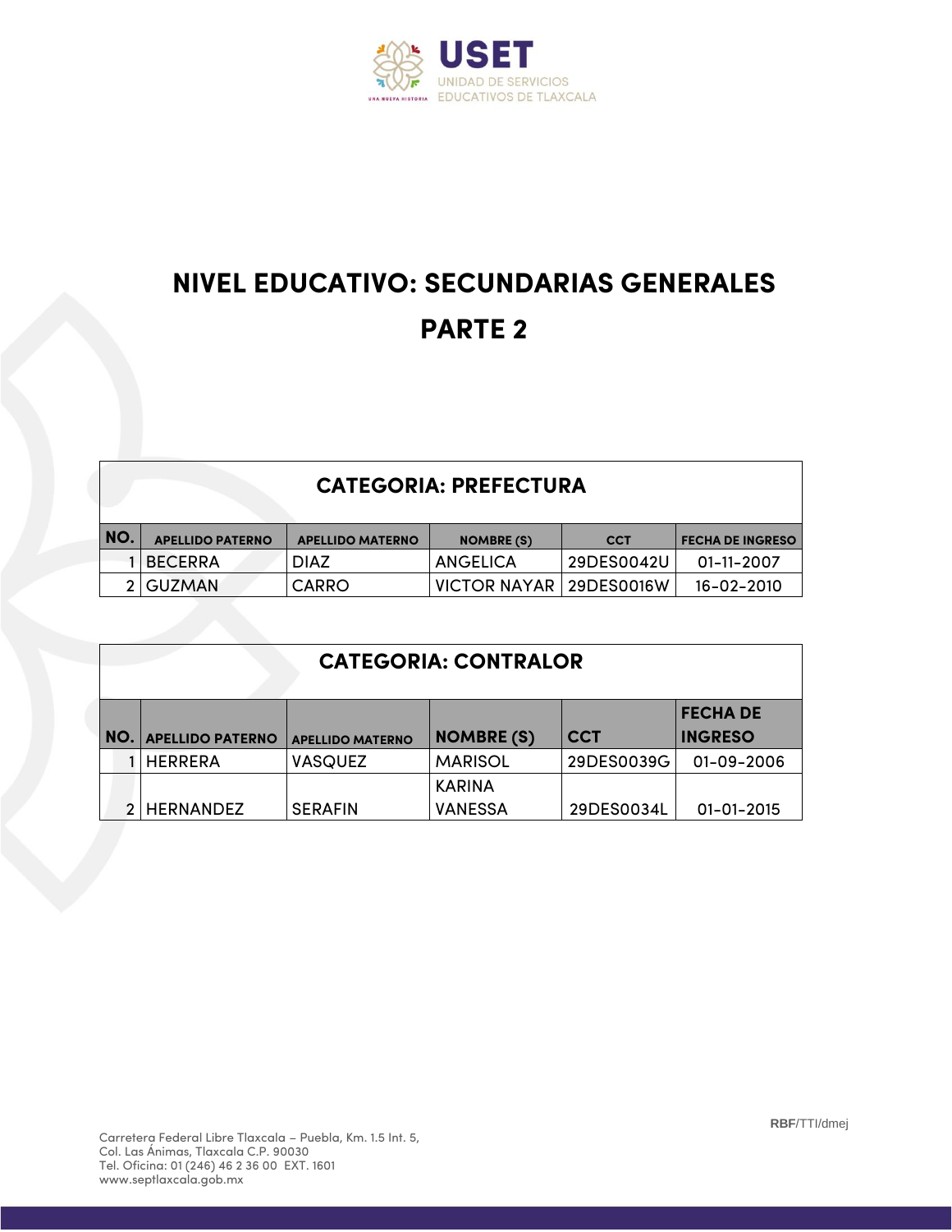# NIVEL EDUCATIVO: SECUNDARIAS GENERALES

# PARTE 2

| CATEGORIA: PREFECTURA | | | | | |
|---|---|---|---|---|---|
| NO. | APELLIDO PATERNO | APELLIDO MATERNO | NOMBRE (S) | CCT | FECHA DE INGRESO |
| 1 | BECERRA | DIAZ | ANGELICA | 29DES0042U | 01-11-2007 |
| 2 | GUZMAN | CARRO | VICTOR NAYAR | 29DES0016W | 16-02-2010 |

| CATEGORIA: CONTRALOR | | | | | |
|---|---|---|---|---|---|
| NO. | APELLIDO PATERNO | APELLIDO MATERNO | NOMBRE (S) | CCT | FECHA DE INGRESO |
| 1 | HERRERA | VASQUEZ | MARISOL | 29DES0039G | 01-09-2006 |
| 2 | HERNANDEZ | SERAFIN | KARINA VANESSA | 29DES0034L | 01-01-2015 |

RBF/TTI/dmej

Carretera Federal Libre Tlaxcala – Puebla, Km. 1.5 Int. 5,
Col. Las Ánimas, Tlaxcala C.P. 90030
Tel. Oficina: 01 (246) 46 2 36 00 EXT. 1601
www.septlaxcala.gob.mx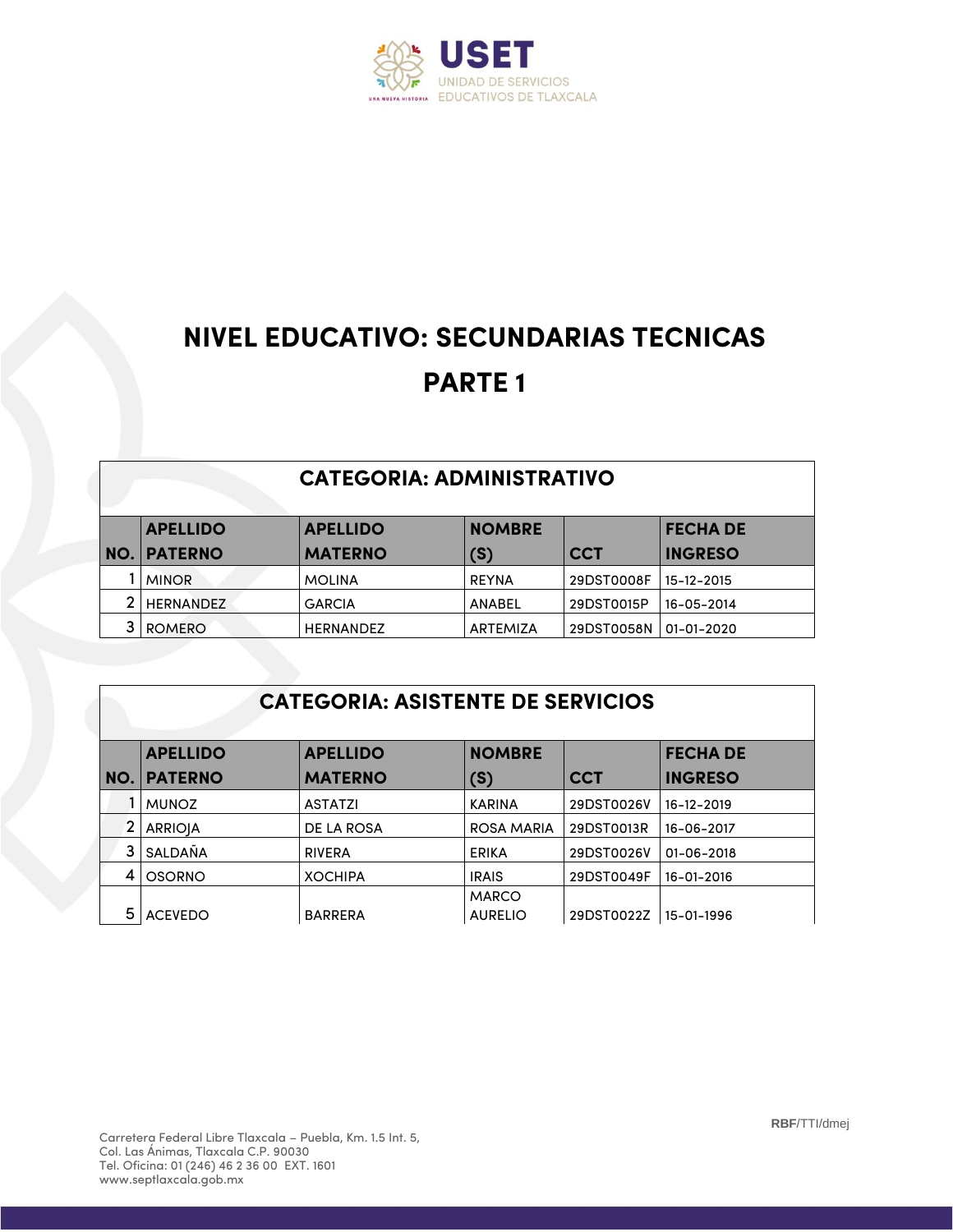# NIVEL EDUCATIVO: SECUNDARIAS TECNICAS

## PARTE 1

### CATEGORIA: ADMINISTRATIVO

| NO. | APELLIDO PATERNO | APELLIDO MATERNO | NOMBRE (S) | CCT | FECHA DE INGRESO |
|---|---|---|---|---|---|
| 1 | MINOR | MOLINA | REYNA | 29DST0008F | 15-12-2015 |
| 2 | HERNANDEZ | GARCIA | ANABEL | 29DST0015P | 16-05-2014 |
| 3 | ROMERO | HERNANDEZ | ARTEMIZA | 29DST0058N | 01-01-2020 |

### CATEGORIA: ASISTENTE DE SERVICIOS

| NO. | APELLIDO PATERNO | APELLIDO MATERNO | NOMBRE (S) | CCT | FECHA DE INGRESO |
|---|---|---|---|---|---|
| 1 | MUNOZ | ASTATZI | KARINA | 29DST0026V | 16-12-2019 |
| 2 | ARRIOJA | DE LA ROSA | ROSA MARIA | 29DST0013R | 16-06-2017 |
| 3 | SALDAÑA | RIVERA | ERIKA | 29DST0026V | 01-06-2018 |
| 4 | OSORNO | XOCHIPA | IRAIS | 29DST0049F | 16-01-2016 |
| 5 | ACEVEDO | BARRERA | MARCO AURELIO | 29DST0022Z | 15-01-1996 |

RBF/TTI/dmej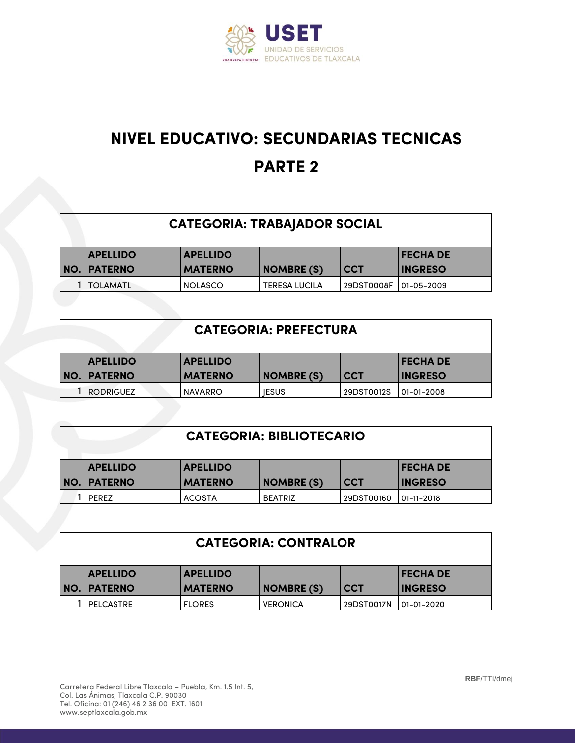# NIVEL EDUCATIVO: SECUNDARIAS TECNICAS

# PARTE 2

| CATEGORIA: TRABAJADOR SOCIAL | | | | | |
|---|---|---|---|---|---|
| **NO.** | **APELLIDO PATERNO** | **APELLIDO MATERNO** | **NOMBRE (S)** | **CCT** | **FECHA DE INGRESO** |
| 1 | TOLAMATL | NOLASCO | TERESA LUCILA | 29DST0008F | 01-05-2009 |

| CATEGORIA: PREFECTURA | | | | | |
|---|---|---|---|---|---|
| **NO.** | **APELLIDO PATERNO** | **APELLIDO MATERNO** | **NOMBRE (S)** | **CCT** | **FECHA DE INGRESO** |
| 1 | RODRIGUEZ | NAVARRO | JESUS | 29DST0012S | 01-01-2008 |

| CATEGORIA: BIBLIOTECARIO | | | | | |
|---|---|---|---|---|---|
| **NO.** | **APELLIDO PATERNO** | **APELLIDO MATERNO** | **NOMBRE (S)** | **CCT** | **FECHA DE INGRESO** |
| 1 | PEREZ | ACOSTA | BEATRIZ | 29DST0016O | 01-11-2018 |

| CATEGORIA: CONTRALOR | | | | | |
|---|---|---|---|---|---|
| **NO.** | **APELLIDO PATERNO** | **APELLIDO MATERNO** | **NOMBRE (S)** | **CCT** | **FECHA DE INGRESO** |
| 1 | PELCASTRE | FLORES | VERONICA | 29DST0017N | 01-01-2020 |

RBF/TTI/dmej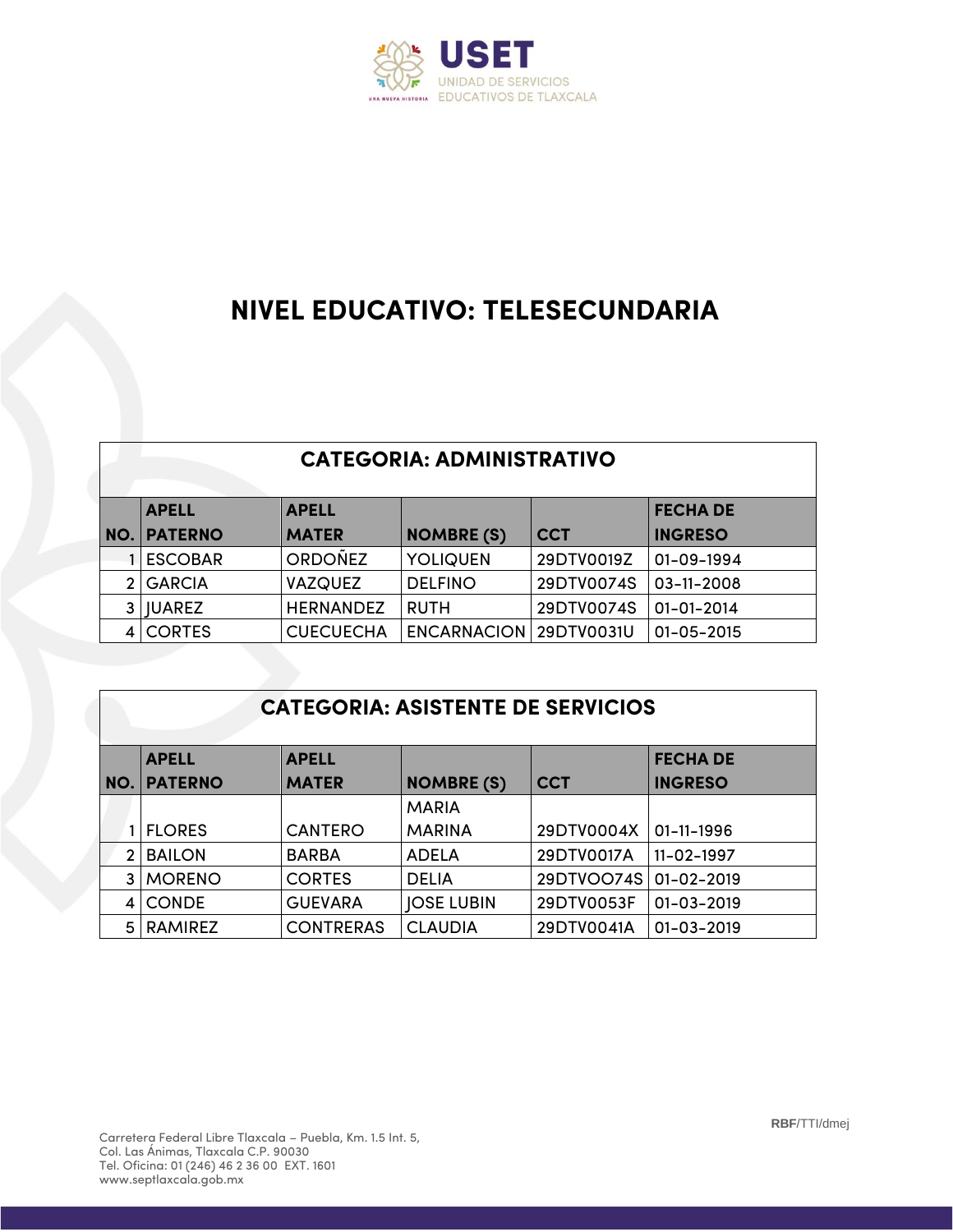# NIVEL EDUCATIVO: TELESECUNDARIA

| CATEGORIA: ADMINISTRATIVO | | | | | |
|---|---|---|---|---|---|
| **NO.** | **APELL PATERNO** | **APELL MATER** | **NOMBRE (S)** | **CCT** | **FECHA DE INGRESO** |
| 1 | ESCOBAR | ORDOÑEZ | YOLIQUEN | 29DTV0019Z | 01-09-1994 |
| 2 | GARCIA | VAZQUEZ | DELFINO | 29DTV0074S | 03-11-2008 |
| 3 | JUAREZ | HERNANDEZ | RUTH | 29DTV0074S | 01-01-2014 |
| 4 | CORTES | CUECUECHA | ENCARNACION | 29DTV0031U | 01-05-2015 |

| CATEGORIA: ASISTENTE DE SERVICIOS | | | | | |
|---|---|---|---|---|---|
| **NO.** | **APELL PATERNO** | **APELL MATER** | **NOMBRE (S)** | **CCT** | **FECHA DE INGRESO** |
| 1 | FLORES | CANTERO | MARIA MARINA | 29DTV0004X | 01-11-1996 |
| 2 | BAILON | BARBA | ADELA | 29DTV0017A | 11-02-1997 |
| 3 | MORENO | CORTES | DELIA | 29DTVOO74S | 01-02-2019 |
| 4 | CONDE | GUEVARA | JOSE LUBIN | 29DTV0053F | 01-03-2019 |
| 5 | RAMIREZ | CONTRERAS | CLAUDIA | 29DTV0041A | 01-03-2019 |

RBF/TTI/dmej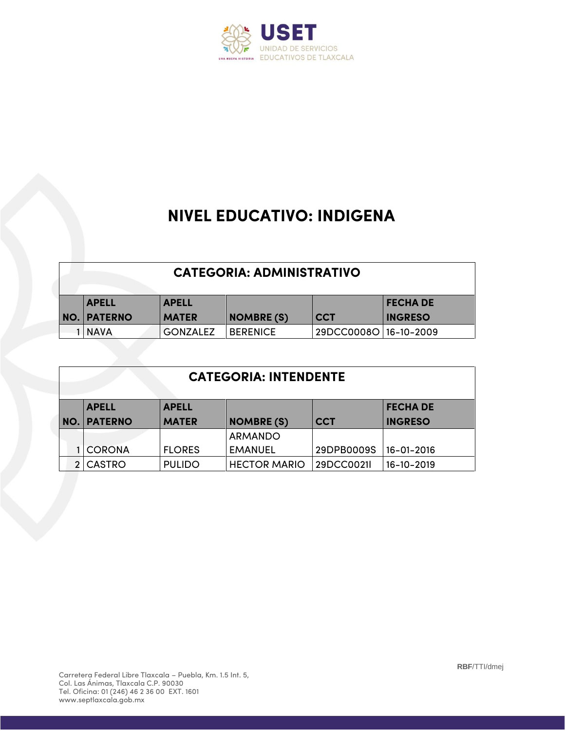# NIVEL EDUCATIVO: INDIGENA

| CATEGORIA: ADMINISTRATIVO | | | | | |
|---|---|---|---|---|---|
| NO. | APELL PATERNO | APELL MATER | NOMBRE (S) | CCT | FECHA DE INGRESO |
| 1 | NAVA | GONZALEZ | BERENICE | 29DCC0008O | 16-10-2009 |

| CATEGORIA: INTENDENTE | | | | | |
|---|---|---|---|---|---|
| NO. | APELL PATERNO | APELL MATER | NOMBRE (S) | CCT | FECHA DE INGRESO |
| 1 | CORONA | FLORES | ARMANDO EMANUEL | 29DPB0009S | 16-01-2016 |
| 2 | CASTRO | PULIDO | HECTOR MARIO | 29DCC0021I | 16-10-2019 |

RBF/TTI/dmej

Carretera Federal Libre Tlaxcala – Puebla, Km. 1.5 Int. 5,
Col. Las Ánimas, Tlaxcala C.P. 90030
Tel. Oficina: 01 (246) 46 2 36 00 EXT. 1601
www.septlaxcala.gob.mx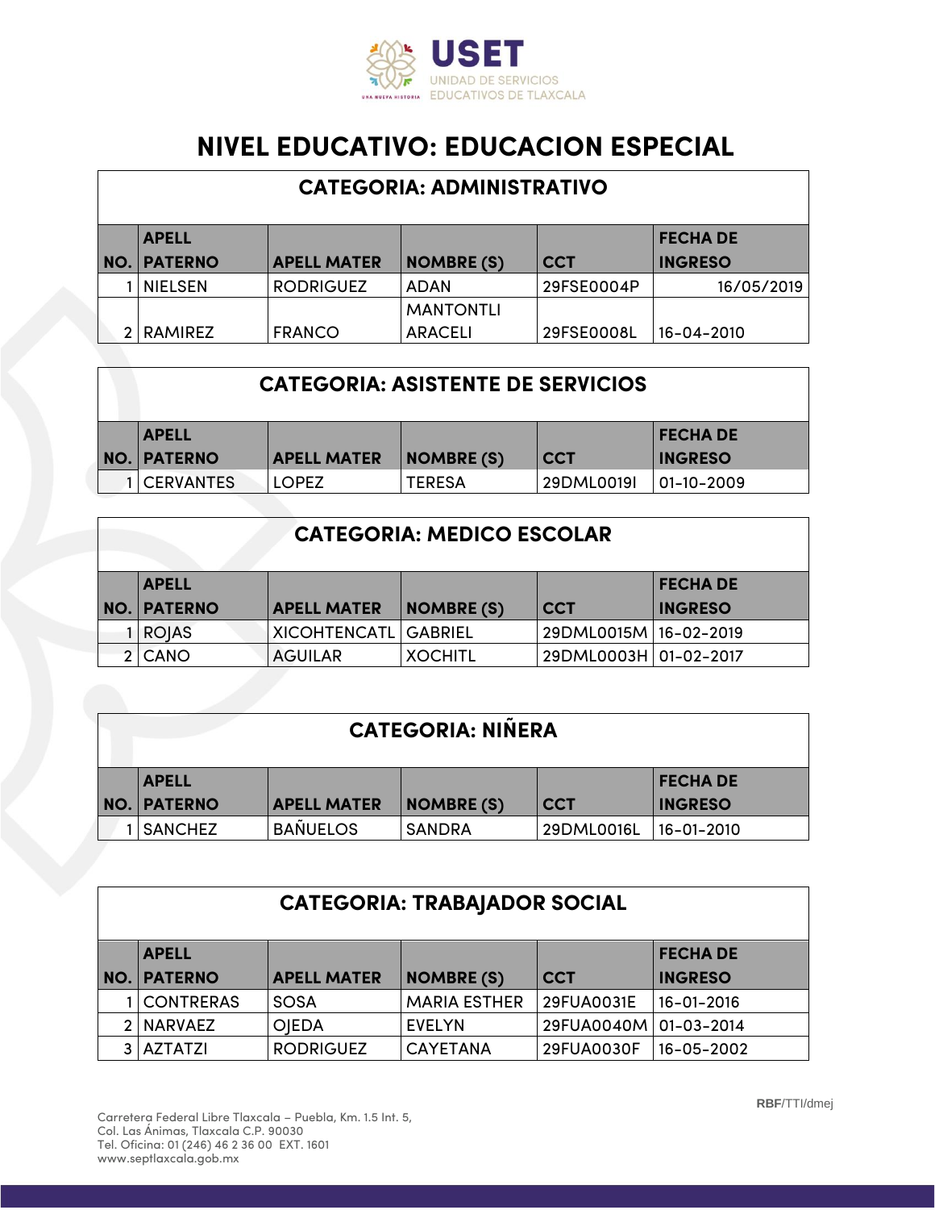USET
UNIDAD DE SERVICIOS EDUCATIVOS DE TLAXCALA

# NIVEL EDUCATIVO: EDUCACION ESPECIAL

## CATEGORIA: ADMINISTRATIVO

| NO. | APELL PATERNO | APELL MATER | NOMBRE (S) | CCT | FECHA DE INGRESO |
|---|---|---|---|---|---|
| 1 | NIELSEN | RODRIGUEZ | ADAN | 29FSE0004P | 16/05/2019 |
| 2 | RAMIREZ | FRANCO | MANTONTLI ARACELI | 29FSE0008L | 16-04-2010 |

## CATEGORIA: ASISTENTE DE SERVICIOS

| NO. | APELL PATERNO | APELL MATER | NOMBRE (S) | CCT | FECHA DE INGRESO |
|---|---|---|---|---|---|
| 1 | CERVANTES | LOPEZ | TERESA | 29DML0019I | 01-10-2009 |

## CATEGORIA: MEDICO ESCOLAR

| NO. | APELL PATERNO | APELL MATER | NOMBRE (S) | CCT | FECHA DE INGRESO |
|---|---|---|---|---|---|
| 1 | ROJAS | XICOHTENCATL | GABRIEL | 29DML0015M | 16-02-2019 |
| 2 | CANO | AGUILAR | XOCHITL | 29DML0003H | 01-02-2017 |

## CATEGORIA: NIÑERA

| NO. | APELL PATERNO | APELL MATER | NOMBRE (S) | CCT | FECHA DE INGRESO |
|---|---|---|---|---|---|
| 1 | SANCHEZ | BAÑUELOS | SANDRA | 29DML0016L | 16-01-2010 |

## CATEGORIA: TRABAJADOR SOCIAL

| NO. | APELL PATERNO | APELL MATER | NOMBRE (S) | CCT | FECHA DE INGRESO |
|---|---|---|---|---|---|
| 1 | CONTRERAS | SOSA | MARIA ESTHER | 29FUA0031E | 16-01-2016 |
| 2 | NARVAEZ | OJEDA | EVELYN | 29FUA0040M | 01-03-2014 |
| 3 | AZTATZI | RODRIGUEZ | CAYETANA | 29FUA0030F | 16-05-2002 |

RBF/TTI/dmej

Carretera Federal Libre Tlaxcala – Puebla, Km. 1.5 Int. 5,
Col. Las Ánimas, Tlaxcala C.P. 90030
Tel. Oficina: 01 (246) 46 2 36 00 EXT. 1601
www.septlaxcala.gob.mx